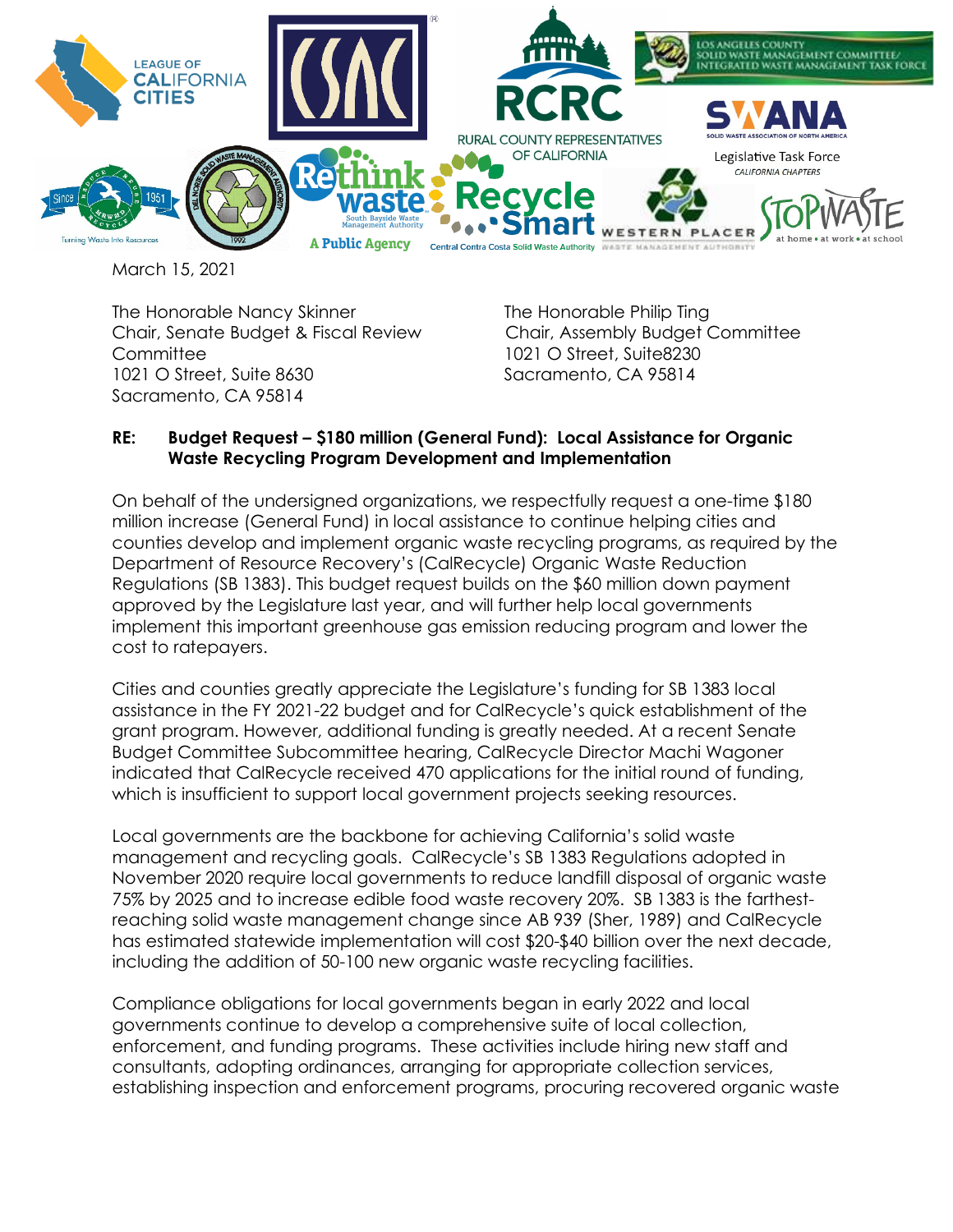March 15, 2021

The Honorable Nancy Skinner
Chair, Senate Budget & Fiscal Review Committee
1021 O Street, Suite 8630
Sacramento, CA 95814

The Honorable Philip Ting
Chair, Assembly Budget Committee
1021 O Street, Suite8230
Sacramento, CA 95814

**RE: Budget Request – $180 million (General Fund): Local Assistance for Organic Waste Recycling Program Development and Implementation**

On behalf of the undersigned organizations, we respectfully request a one-time $180 million increase (General Fund) in local assistance to continue helping cities and counties develop and implement organic waste recycling programs, as required by the Department of Resource Recovery's (CalRecycle) Organic Waste Reduction Regulations (SB 1383). This budget request builds on the $60 million down payment approved by the Legislature last year, and will further help local governments implement this important greenhouse gas emission reducing program and lower the cost to ratepayers.

Cities and counties greatly appreciate the Legislature's funding for SB 1383 local assistance in the FY 2021-22 budget and for CalRecycle's quick establishment of the grant program. However, additional funding is greatly needed. At a recent Senate Budget Committee Subcommittee hearing, CalRecycle Director Machi Wagoner indicated that CalRecycle received 470 applications for the initial round of funding, which is insufficient to support local government projects seeking resources.

Local governments are the backbone for achieving California's solid waste management and recycling goals. CalRecycle's SB 1383 Regulations adopted in November 2020 require local governments to reduce landfill disposal of organic waste 75% by 2025 and to increase edible food waste recovery 20%. SB 1383 is the farthest-reaching solid waste management change since AB 939 (Sher, 1989) and CalRecycle has estimated statewide implementation will cost $20-$40 billion over the next decade, including the addition of 50-100 new organic waste recycling facilities.

Compliance obligations for local governments began in early 2022 and local governments continue to develop a comprehensive suite of local collection, enforcement, and funding programs. These activities include hiring new staff and consultants, adopting ordinances, arranging for appropriate collection services, establishing inspection and enforcement programs, procuring recovered organic waste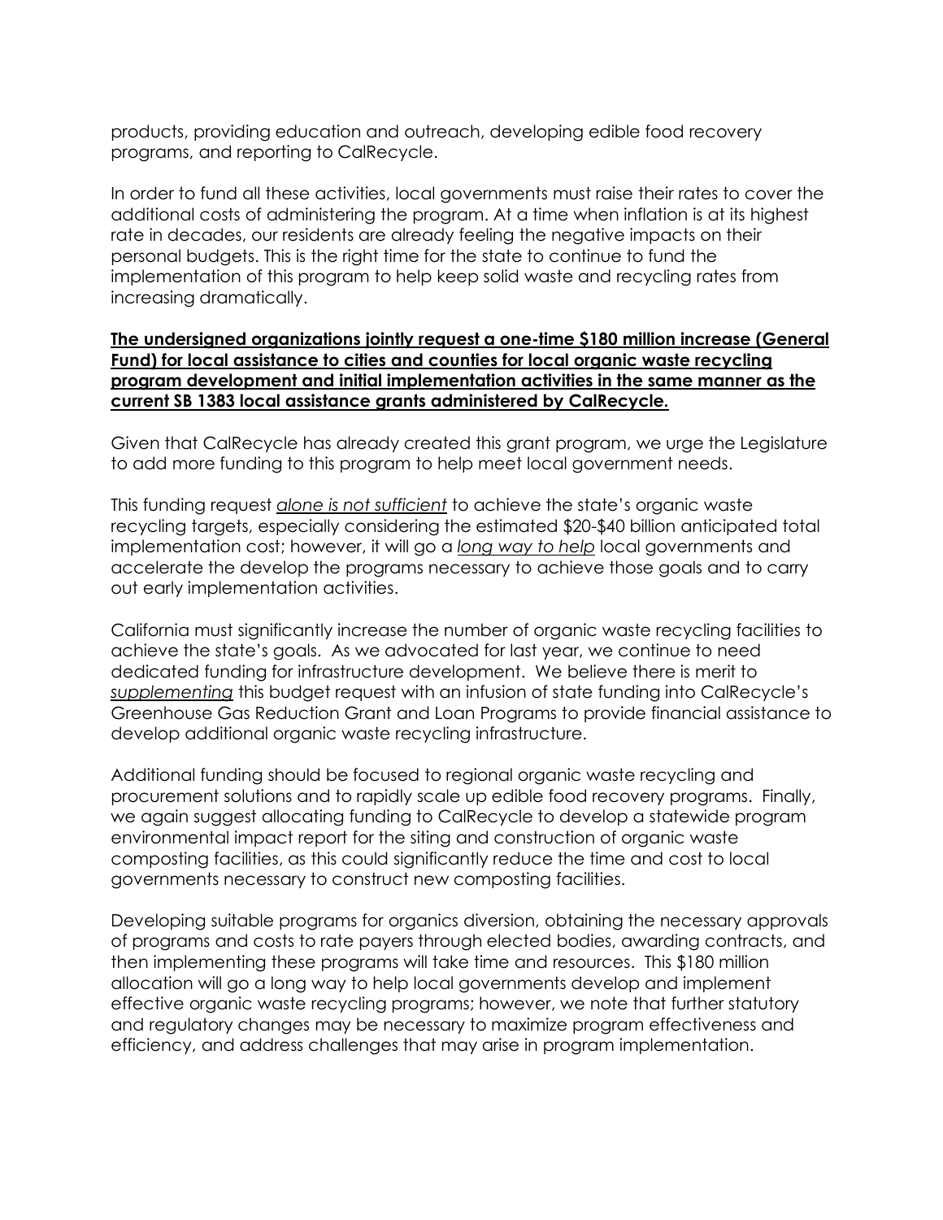products, providing education and outreach, developing edible food recovery programs, and reporting to CalRecycle.

In order to fund all these activities, local governments must raise their rates to cover the additional costs of administering the program. At a time when inflation is at its highest rate in decades, our residents are already feeling the negative impacts on their personal budgets. This is the right time for the state to continue to fund the implementation of this program to help keep solid waste and recycling rates from increasing dramatically.

<u>**The undersigned organizations jointly request a one-time $180 million increase (General Fund) for local assistance to cities and counties for local organic waste recycling program development and initial implementation activities in the same manner as the current SB 1383 local assistance grants administered by CalRecycle.**</u>

Given that CalRecycle has already created this grant program, we urge the Legislature to add more funding to this program to help meet local government needs.

This funding request <u>*alone is not sufficient*</u> to achieve the state's organic waste recycling targets, especially considering the estimated $20-$40 billion anticipated total implementation cost; however, it will go a <u>*long way to help*</u> local governments and accelerate the develop the programs necessary to achieve those goals and to carry out early implementation activities.

California must significantly increase the number of organic waste recycling facilities to achieve the state's goals. As we advocated for last year, we continue to need dedicated funding for infrastructure development. We believe there is merit to <u>*supplementing*</u> this budget request with an infusion of state funding into CalRecycle's Greenhouse Gas Reduction Grant and Loan Programs to provide financial assistance to develop additional organic waste recycling infrastructure.

Additional funding should be focused to regional organic waste recycling and procurement solutions and to rapidly scale up edible food recovery programs. Finally, we again suggest allocating funding to CalRecycle to develop a statewide program environmental impact report for the siting and construction of organic waste composting facilities, as this could significantly reduce the time and cost to local governments necessary to construct new composting facilities.

Developing suitable programs for organics diversion, obtaining the necessary approvals of programs and costs to rate payers through elected bodies, awarding contracts, and then implementing these programs will take time and resources. This $180 million allocation will go a long way to help local governments develop and implement effective organic waste recycling programs; however, we note that further statutory and regulatory changes may be necessary to maximize program effectiveness and efficiency, and address challenges that may arise in program implementation.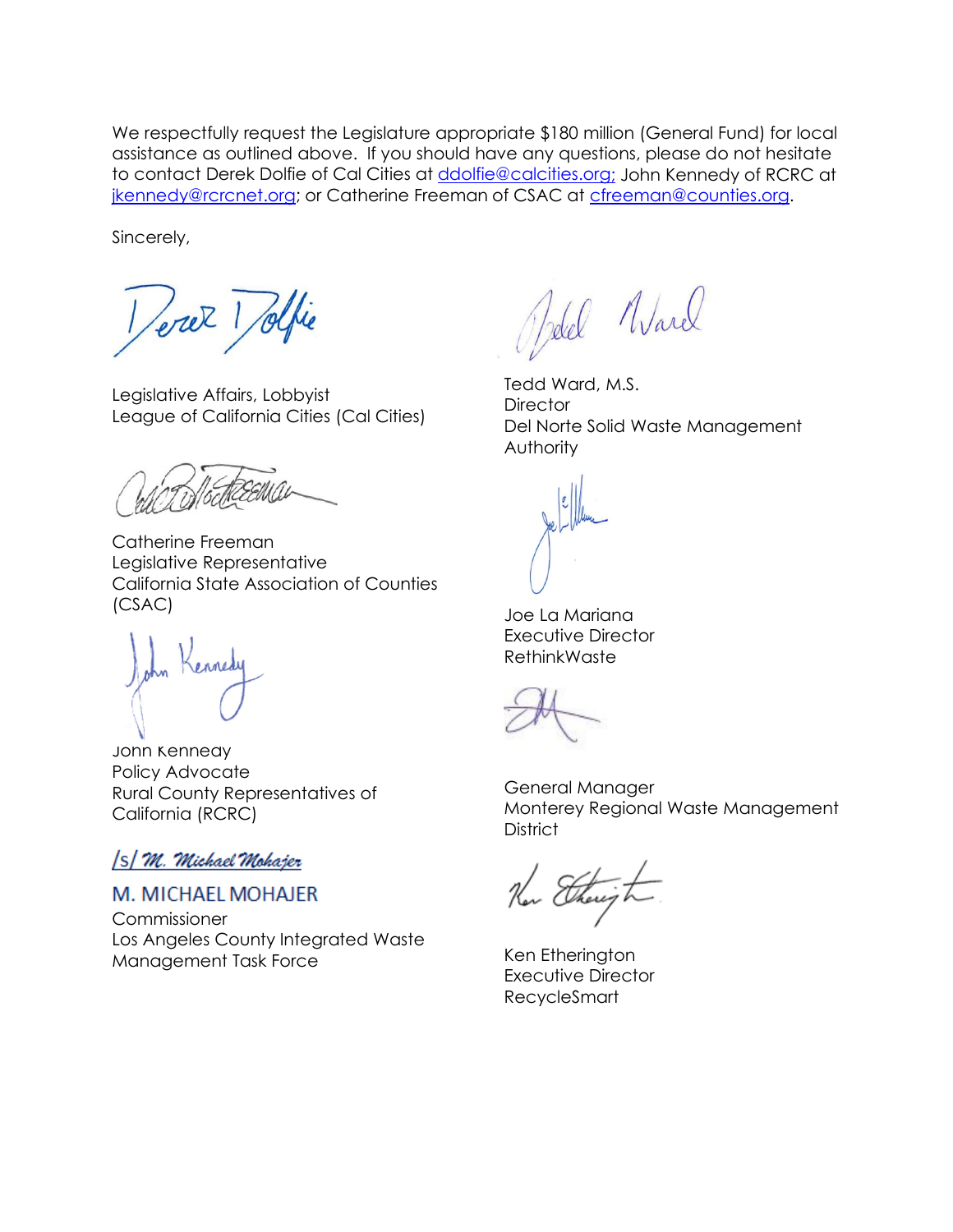We respectfully request the Legislature appropriate $180 million (General Fund) for local assistance as outlined above. If you should have any questions, please do not hesitate to contact Derek Dolfie of Cal Cities at ddolfie@calcities.org; John Kennedy of RCRC at jkennedy@rcrcnet.org; or Catherine Freeman of CSAC at cfreeman@counties.org.

Sincerely,

Legislative Affairs, Lobbyist
League of California Cities (Cal Cities)

Catherine Freeman
Legislative Representative
California State Association of Counties (CSAC)

John Kennedy
Policy Advocate
Rural County Representatives of California (RCRC)

/s/ M. Michael Mohajer

M. MICHAEL MOHAJER
Commissioner
Los Angeles County Integrated Waste Management Task Force

Tedd Ward, M.S.
Director
Del Norte Solid Waste Management Authority

Joe La Mariana
Executive Director
RethinkWaste

General Manager
Monterey Regional Waste Management District

Ken Etherington
Executive Director
RecycleSmart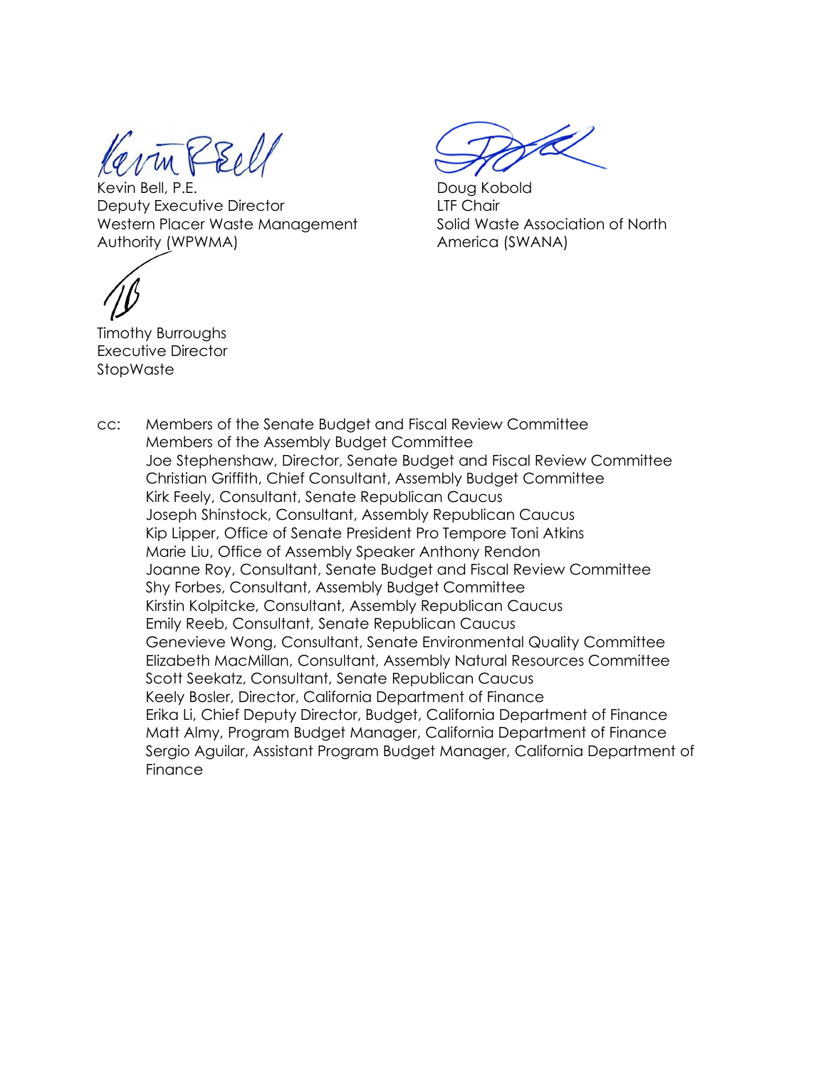Kevin Bell, P.E.
Deputy Executive Director
Western Placer Waste Management Authority (WPWMA)

Doug Kobold
LTF Chair
Solid Waste Association of North America (SWANA)

Timothy Burroughs
Executive Director
StopWaste

cc: Members of the Senate Budget and Fiscal Review Committee
Members of the Assembly Budget Committee
Joe Stephenshaw, Director, Senate Budget and Fiscal Review Committee
Christian Griffith, Chief Consultant, Assembly Budget Committee
Kirk Feely, Consultant, Senate Republican Caucus
Joseph Shinstock, Consultant, Assembly Republican Caucus
Kip Lipper, Office of Senate President Pro Tempore Toni Atkins
Marie Liu, Office of Assembly Speaker Anthony Rendon
Joanne Roy, Consultant, Senate Budget and Fiscal Review Committee
Shy Forbes, Consultant, Assembly Budget Committee
Kirstin Kolpitcke, Consultant, Assembly Republican Caucus
Emily Reeb, Consultant, Senate Republican Caucus
Genevieve Wong, Consultant, Senate Environmental Quality Committee
Elizabeth MacMillan, Consultant, Assembly Natural Resources Committee
Scott Seekatz, Consultant, Senate Republican Caucus
Keely Bosler, Director, California Department of Finance
Erika Li, Chief Deputy Director, Budget, California Department of Finance
Matt Almy, Program Budget Manager, California Department of Finance
Sergio Aguilar, Assistant Program Budget Manager, California Department of Finance